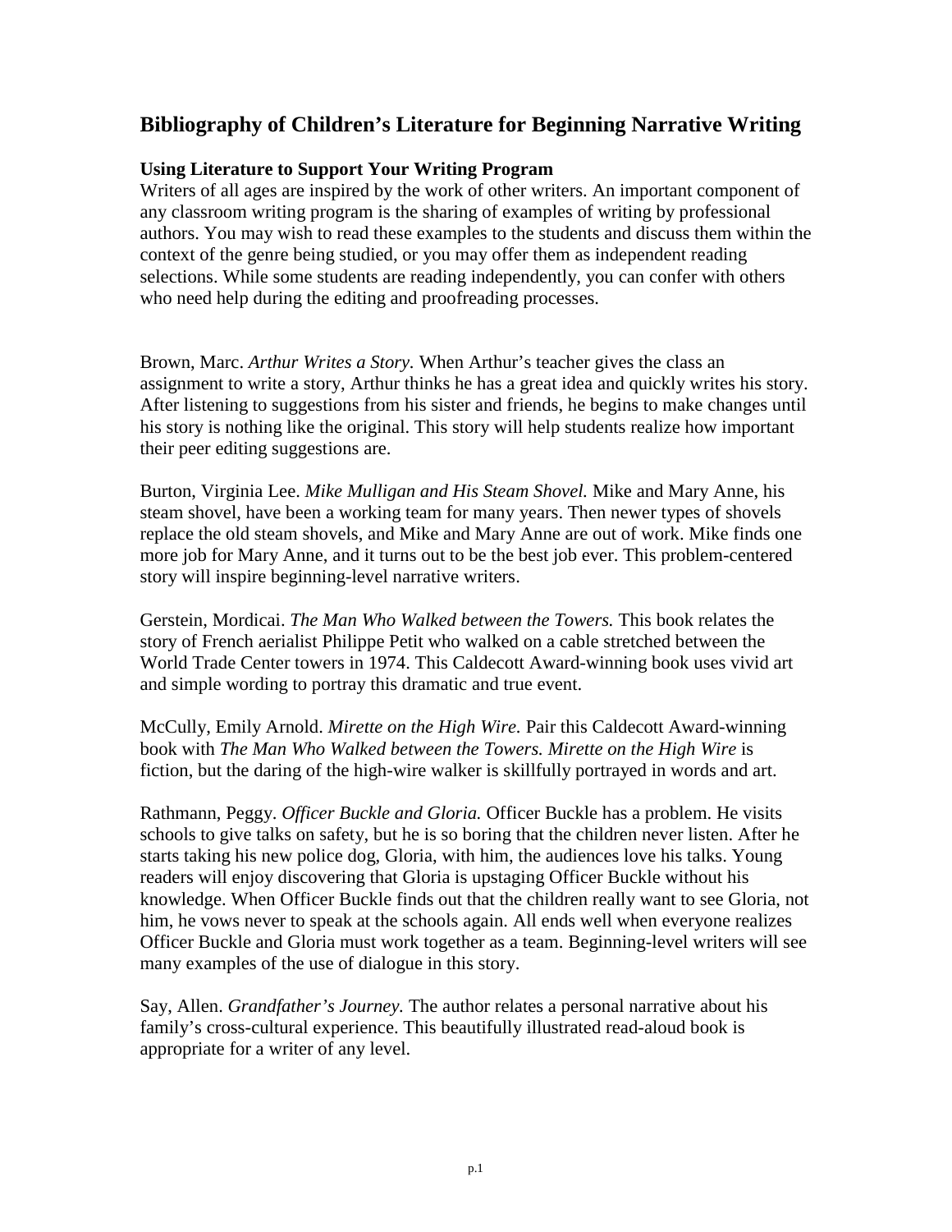# Bibliography of Children's Literature for Beginning Narrative Writing

### Using Literature to Support Your Writing Program

Writers of all ages are inspired by the work of other writers. An important component of any classroom writing program is the sharing of examples of writing by professional authors. You may wish to read these examples to the students and discuss them within the context of the genre being studied, or you may offer them as independent reading selections. While some students are reading independently, you can confer with others who need help during the editing and proofreading processes.

Brown, Marc. *Arthur Writes a Story*. When Arthur's teacher gives the class an assignment to write a story, Arthur thinks he has a great idea and quickly writes his story. After listening to suggestions from his sister and friends, he begins to make changes until his story is nothing like the original. This story will help students realize how important their peer editing suggestions are.

Burton, Virginia Lee. *Mike Mulligan and His Steam Shovel.* Mike and Mary Anne, his steam shovel, have been a working team for many years. Then newer types of shovels replace the old steam shovels, and Mike and Mary Anne are out of work. Mike finds one more job for Mary Anne, and it turns out to be the best job ever. This problem-centered story will inspire beginning-level narrative writers.

Gerstein, Mordicai. *The Man Who Walked between the Towers.* This book relates the story of French aerialist Philippe Petit who walked on a cable stretched between the World Trade Center towers in 1974. This Caldecott Award-winning book uses vivid art and simple wording to portray this dramatic and true event.

McCully, Emily Arnold. *Mirette on the High Wire.* Pair this Caldecott Award-winning book with *The Man Who Walked between the Towers. Mirette on the High Wire* is fiction, but the daring of the high-wire walker is skillfully portrayed in words and art.

Rathmann, Peggy. *Officer Buckle and Gloria.* Officer Buckle has a problem. He visits schools to give talks on safety, but he is so boring that the children never listen. After he starts taking his new police dog, Gloria, with him, the audiences love his talks. Young readers will enjoy discovering that Gloria is upstaging Officer Buckle without his knowledge. When Officer Buckle finds out that the children really want to see Gloria, not him, he vows never to speak at the schools again. All ends well when everyone realizes Officer Buckle and Gloria must work together as a team. Beginning-level writers will see many examples of the use of dialogue in this story.

Say, Allen. *Grandfather's Journey.* The author relates a personal narrative about his family's cross-cultural experience. This beautifully illustrated read-aloud book is appropriate for a writer of any level.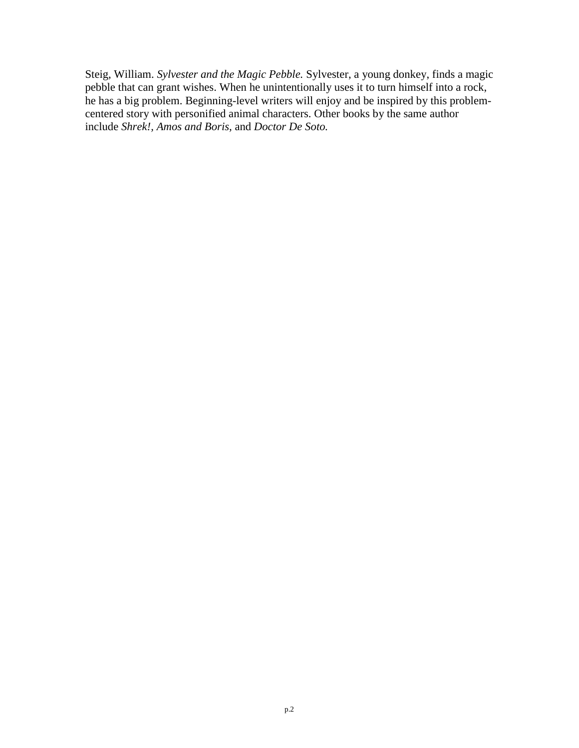Steig, William. *Sylvester and the Magic Pebble.* Sylvester, a young donkey, finds a magic pebble that can grant wishes. When he unintentionally uses it to turn himself into a rock, he has a big problem. Beginning-level writers will enjoy and be inspired by this problem-centered story with personified animal characters. Other books by the same author include *Shrek!*, *Amos and Boris,* and *Doctor De Soto.*